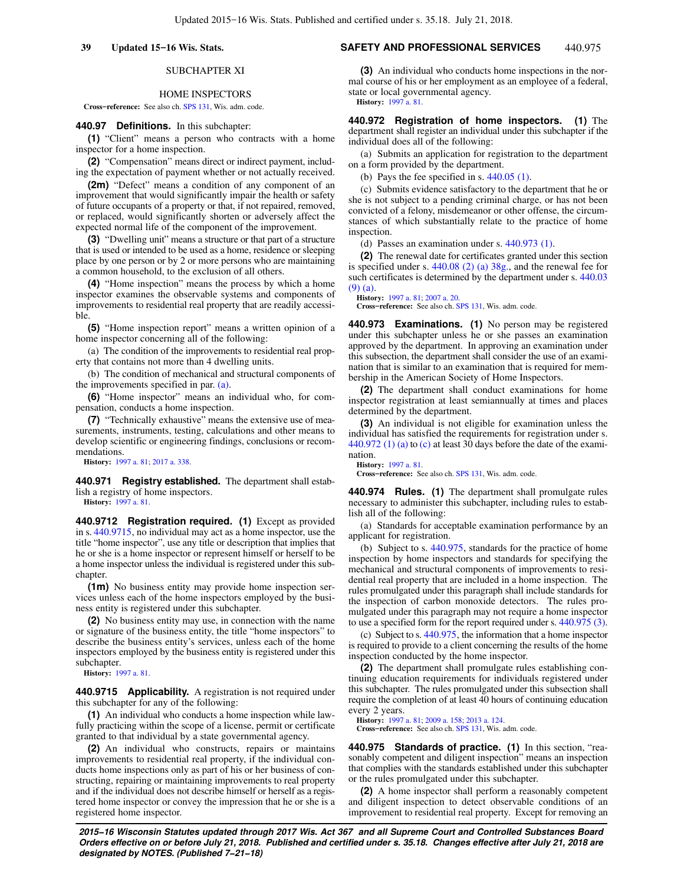## SUBCHAPTER XI

### HOME INSPECTORS

**Cross−reference:** See also ch. SPS 131, Wis. adm. code.

**440.97 Definitions.** In this subchapter:

**(1)** "Client" means a person who contracts with a home inspector for a home inspection.

**(2)** "Compensation" means direct or indirect payment, including the expectation of payment whether or not actually received.

**(2m)** "Defect" means a condition of any component of an improvement that would significantly impair the health or safety of future occupants of a property or that, if not repaired, removed, or replaced, would significantly shorten or adversely affect the expected normal life of the component of the improvement.

**(3)** "Dwelling unit" means a structure or that part of a structure that is used or intended to be used as a home, residence or sleeping place by one person or by 2 or more persons who are maintaining a common household, to the exclusion of all others.

**(4)** "Home inspection" means the process by which a home inspector examines the observable systems and components of improvements to residential real property that are readily accessible.

**(5)** "Home inspection report" means a written opinion of a home inspector concerning all of the following:

(a) The condition of the improvements to residential real property that contains not more than 4 dwelling units.

(b) The condition of mechanical and structural components of the improvements specified in par. (a).

**(6)** "Home inspector" means an individual who, for compensation, conducts a home inspection.

**(7)** "Technically exhaustive" means the extensive use of measurements, instruments, testing, calculations and other means to develop scientific or engineering findings, conclusions or recommendations.

**History:** 1997 a. 81; 2017 a. 338.

**440.971 Registry established.** The department shall establish a registry of home inspectors.

**History:** 1997 a. 81.

**440.9712 Registration required. (1)** Except as provided in s. 440.9715, no individual may act as a home inspector, use the title "home inspector", use any title or description that implies that he or she is a home inspector or represent himself or herself to be a home inspector unless the individual is registered under this subchapter.

**(1m)** No business entity may provide home inspection services unless each of the home inspectors employed by the business entity is registered under this subchapter.

**(2)** No business entity may use, in connection with the name or signature of the business entity, the title "home inspectors" to describe the business entity's services, unless each of the home inspectors employed by the business entity is registered under this subchapter.

**History:** 1997 a. 81.

**440.9715 Applicability.** A registration is not required under this subchapter for any of the following:

**(1)** An individual who conducts a home inspection while lawfully practicing within the scope of a license, permit or certificate granted to that individual by a state governmental agency.

**(2)** An individual who constructs, repairs or maintains improvements to residential real property, if the individual conducts home inspections only as part of his or her business of constructing, repairing or maintaining improvements to real property and if the individual does not describe himself or herself as a registered home inspector or convey the impression that he or she is a registered home inspector.

**(3)** An individual who conducts home inspections in the normal course of his or her employment as an employee of a federal, state or local governmental agency.

**History:** 1997 a. 81.

**440.972 Registration of home inspectors. (1)** The department shall register an individual under this subchapter if the individual does all of the following:

(a) Submits an application for registration to the department on a form provided by the department.

(b) Pays the fee specified in s. 440.05 (1).

(c) Submits evidence satisfactory to the department that he or she is not subject to a pending criminal charge, or has not been convicted of a felony, misdemeanor or other offense, the circumstances of which substantially relate to the practice of home inspection.

(d) Passes an examination under s. 440.973 (1).

**(2)** The renewal date for certificates granted under this section is specified under s. 440.08 (2) (a) 38g., and the renewal fee for such certificates is determined by the department under s. 440.03 (9) (a).

**History:** 1997 a. 81; 2007 a. 20.

**Cross−reference:** See also ch. SPS 131, Wis. adm. code.

**440.973 Examinations. (1)** No person may be registered under this subchapter unless he or she passes an examination approved by the department. In approving an examination under this subsection, the department shall consider the use of an examination that is similar to an examination that is required for membership in the American Society of Home Inspectors.

**(2)** The department shall conduct examinations for home inspector registration at least semiannually at times and places determined by the department.

**(3)** An individual is not eligible for examination unless the individual has satisfied the requirements for registration under s. 440.972 (1) (a) to (c) at least 30 days before the date of the examination.

**History:** 1997 a. 81.

**Cross−reference:** See also ch. SPS 131, Wis. adm. code.

**440.974 Rules. (1)** The department shall promulgate rules necessary to administer this subchapter, including rules to establish all of the following:

(a) Standards for acceptable examination performance by an applicant for registration.

(b) Subject to s. 440.975, standards for the practice of home inspection by home inspectors and standards for specifying the mechanical and structural components of improvements to residential real property that are included in a home inspection. The rules promulgated under this paragraph shall include standards for the inspection of carbon monoxide detectors. The rules promulgated under this paragraph may not require a home inspector to use a specified form for the report required under s. 440.975 (3).

(c) Subject to s. 440.975, the information that a home inspector is required to provide to a client concerning the results of the home inspection conducted by the home inspector.

**(2)** The department shall promulgate rules establishing continuing education requirements for individuals registered under this subchapter. The rules promulgated under this subsection shall require the completion of at least 40 hours of continuing education every 2 years.

**History:** 1997 a. 81; 2009 a. 158; 2013 a. 124.

**Cross−reference:** See also ch. SPS 131, Wis. adm. code.

**440.975 Standards of practice. (1)** In this section, "reasonably competent and diligent inspection" means an inspection that complies with the standards established under this subchapter or the rules promulgated under this subchapter.

**(2)** A home inspector shall perform a reasonably competent and diligent inspection to detect observable conditions of an improvement to residential real property. Except for removing an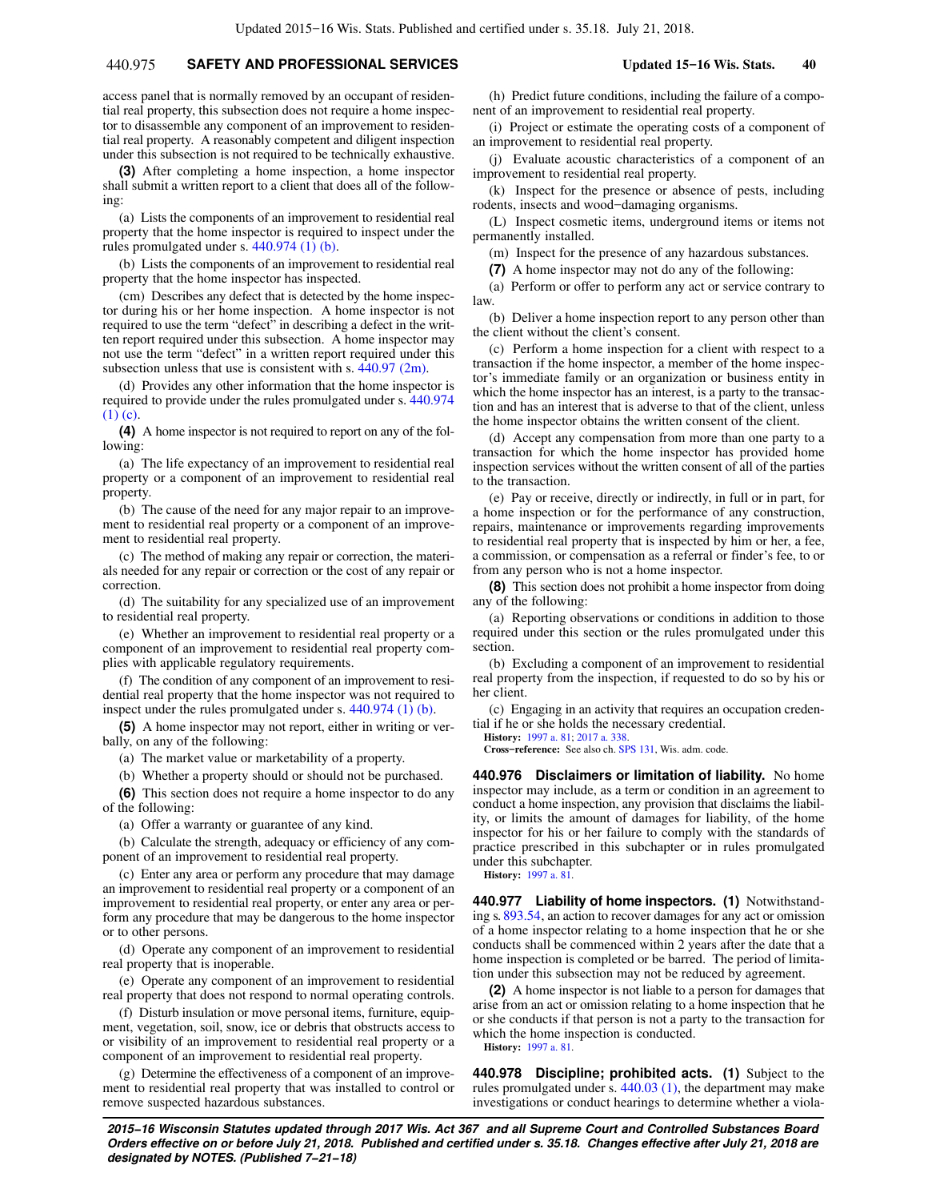access panel that is normally removed by an occupant of residential real property, this subsection does not require a home inspector to disassemble any component of an improvement to residential real property. A reasonably competent and diligent inspection under this subsection is not required to be technically exhaustive.

**(3)** After completing a home inspection, a home inspector shall submit a written report to a client that does all of the following:

(a) Lists the components of an improvement to residential real property that the home inspector is required to inspect under the rules promulgated under s. 440.974 (1) (b).

(b) Lists the components of an improvement to residential real property that the home inspector has inspected.

(cm) Describes any defect that is detected by the home inspector during his or her home inspection. A home inspector is not required to use the term "defect" in describing a defect in the written report required under this subsection. A home inspector may not use the term "defect" in a written report required under this subsection unless that use is consistent with s. 440.97 (2m).

(d) Provides any other information that the home inspector is required to provide under the rules promulgated under s. 440.974 (1) (c).

**(4)** A home inspector is not required to report on any of the following:

(a) The life expectancy of an improvement to residential real property or a component of an improvement to residential real property.

(b) The cause of the need for any major repair to an improvement to residential real property or a component of an improvement to residential real property.

(c) The method of making any repair or correction, the materials needed for any repair or correction or the cost of any repair or correction.

(d) The suitability for any specialized use of an improvement to residential real property.

(e) Whether an improvement to residential real property or a component of an improvement to residential real property complies with applicable regulatory requirements.

(f) The condition of any component of an improvement to residential real property that the home inspector was not required to inspect under the rules promulgated under s. 440.974 (1) (b).

**(5)** A home inspector may not report, either in writing or verbally, on any of the following:

(a) The market value or marketability of a property.

(b) Whether a property should or should not be purchased.

**(6)** This section does not require a home inspector to do any of the following:

(a) Offer a warranty or guarantee of any kind.

(b) Calculate the strength, adequacy or efficiency of any component of an improvement to residential real property.

(c) Enter any area or perform any procedure that may damage an improvement to residential real property or a component of an improvement to residential real property, or enter any area or perform any procedure that may be dangerous to the home inspector or to other persons.

(d) Operate any component of an improvement to residential real property that is inoperable.

(e) Operate any component of an improvement to residential real property that does not respond to normal operating controls.

(f) Disturb insulation or move personal items, furniture, equipment, vegetation, soil, snow, ice or debris that obstructs access to or visibility of an improvement to residential real property or a component of an improvement to residential real property.

(g) Determine the effectiveness of a component of an improvement to residential real property that was installed to control or remove suspected hazardous substances.

(h) Predict future conditions, including the failure of a component of an improvement to residential real property.

(i) Project or estimate the operating costs of a component of an improvement to residential real property.

(j) Evaluate acoustic characteristics of a component of an improvement to residential real property.

(k) Inspect for the presence or absence of pests, including rodents, insects and wood−damaging organisms.

(L) Inspect cosmetic items, underground items or items not permanently installed.

(m) Inspect for the presence of any hazardous substances.

**(7)** A home inspector may not do any of the following:

(a) Perform or offer to perform any act or service contrary to law.

(b) Deliver a home inspection report to any person other than the client without the client's consent.

(c) Perform a home inspection for a client with respect to a transaction if the home inspector, a member of the home inspector's immediate family or an organization or business entity in which the home inspector has an interest, is a party to the transaction and has an interest that is adverse to that of the client, unless the home inspector obtains the written consent of the client.

(d) Accept any compensation from more than one party to a transaction for which the home inspector has provided home inspection services without the written consent of all of the parties to the transaction.

(e) Pay or receive, directly or indirectly, in full or in part, for a home inspection or for the performance of any construction, repairs, maintenance or improvements regarding improvements to residential real property that is inspected by him or her, a fee, a commission, or compensation as a referral or finder's fee, to or from any person who is not a home inspector.

**(8)** This section does not prohibit a home inspector from doing any of the following:

(a) Reporting observations or conditions in addition to those required under this section or the rules promulgated under this section.

(b) Excluding a component of an improvement to residential real property from the inspection, if requested to do so by his or her client.

(c) Engaging in an activity that requires an occupation credential if he or she holds the necessary credential.

**History:** 1997 a. 81; 2017 a. 338.

**Cross−reference:** See also ch. SPS 131, Wis. adm. code.

**440.976 Disclaimers or limitation of liability.** No home inspector may include, as a term or condition in an agreement to conduct a home inspection, any provision that disclaims the liability, or limits the amount of damages for liability, of the home inspector for his or her failure to comply with the standards of practice prescribed in this subchapter or in rules promulgated under this subchapter.

**History:** 1997 a. 81.

**440.977 Liability of home inspectors. (1)** Notwithstanding s. 893.54, an action to recover damages for any act or omission of a home inspector relating to a home inspection that he or she conducts shall be commenced within 2 years after the date that a home inspection is completed or be barred. The period of limitation under this subsection may not be reduced by agreement.

**(2)** A home inspector is not liable to a person for damages that arise from an act or omission relating to a home inspection that he or she conducts if that person is not a party to the transaction for which the home inspection is conducted.

**History:** 1997 a. 81.

**440.978 Discipline; prohibited acts. (1)** Subject to the rules promulgated under s. 440.03 (1), the department may make investigations or conduct hearings to determine whether a viola-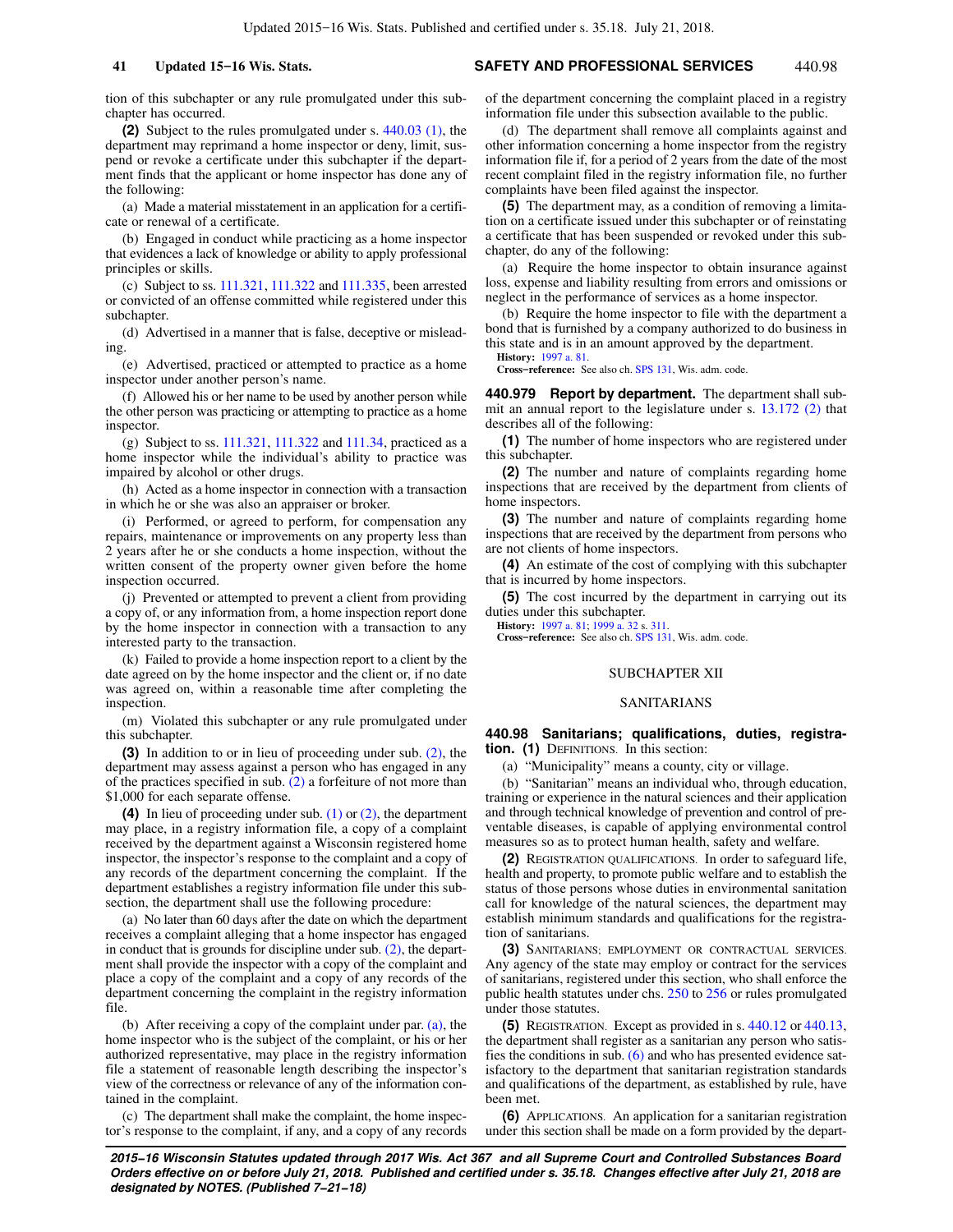tion of this subchapter or any rule promulgated under this subchapter has occurred.

**(2)** Subject to the rules promulgated under s. 440.03 (1), the department may reprimand a home inspector or deny, limit, suspend or revoke a certificate under this subchapter if the department finds that the applicant or home inspector has done any of the following:

(a) Made a material misstatement in an application for a certificate or renewal of a certificate.

(b) Engaged in conduct while practicing as a home inspector that evidences a lack of knowledge or ability to apply professional principles or skills.

(c) Subject to ss. 111.321, 111.322 and 111.335, been arrested or convicted of an offense committed while registered under this subchapter.

(d) Advertised in a manner that is false, deceptive or misleading.

(e) Advertised, practiced or attempted to practice as a home inspector under another person's name.

(f) Allowed his or her name to be used by another person while the other person was practicing or attempting to practice as a home inspector.

(g) Subject to ss. 111.321, 111.322 and 111.34, practiced as a home inspector while the individual's ability to practice was impaired by alcohol or other drugs.

(h) Acted as a home inspector in connection with a transaction in which he or she was also an appraiser or broker.

(i) Performed, or agreed to perform, for compensation any repairs, maintenance or improvements on any property less than 2 years after he or she conducts a home inspection, without the written consent of the property owner given before the home inspection occurred.

(j) Prevented or attempted to prevent a client from providing a copy of, or any information from, a home inspection report done by the home inspector in connection with a transaction to any interested party to the transaction.

(k) Failed to provide a home inspection report to a client by the date agreed on by the home inspector and the client or, if no date was agreed on, within a reasonable time after completing the inspection.

(m) Violated this subchapter or any rule promulgated under this subchapter.

**(3)** In addition to or in lieu of proceeding under sub. (2), the department may assess against a person who has engaged in any of the practices specified in sub. (2) a forfeiture of not more than $1,000 for each separate offense.

**(4)** In lieu of proceeding under sub. (1) or (2), the department may place, in a registry information file, a copy of a complaint received by the department against a Wisconsin registered home inspector, the inspector's response to the complaint and a copy of any records of the department concerning the complaint. If the department establishes a registry information file under this subsection, the department shall use the following procedure:

(a) No later than 60 days after the date on which the department receives a complaint alleging that a home inspector has engaged in conduct that is grounds for discipline under sub. (2), the department shall provide the inspector with a copy of the complaint and place a copy of the complaint and a copy of any records of the department concerning the complaint in the registry information file.

(b) After receiving a copy of the complaint under par. (a), the home inspector who is the subject of the complaint, or his or her authorized representative, may place in the registry information file a statement of reasonable length describing the inspector's view of the correctness or relevance of any of the information contained in the complaint.

(c) The department shall make the complaint, the home inspector's response to the complaint, if any, and a copy of any records of the department concerning the complaint placed in a registry information file under this subsection available to the public.

(d) The department shall remove all complaints against and other information concerning a home inspector from the registry information file if, for a period of 2 years from the date of the most recent complaint filed in the registry information file, no further complaints have been filed against the inspector.

**(5)** The department may, as a condition of removing a limitation on a certificate issued under this subchapter or of reinstating a certificate that has been suspended or revoked under this subchapter, do any of the following:

(a) Require the home inspector to obtain insurance against loss, expense and liability resulting from errors and omissions or neglect in the performance of services as a home inspector.

(b) Require the home inspector to file with the department a bond that is furnished by a company authorized to do business in this state and is in an amount approved by the department.

**History:** 1997 a. 81.

**Cross−reference:** See also ch. SPS 131, Wis. adm. code.

**440.979 Report by department.** The department shall submit an annual report to the legislature under s. 13.172 (2) that describes all of the following:

**(1)** The number of home inspectors who are registered under this subchapter.

**(2)** The number and nature of complaints regarding home inspections that are received by the department from clients of home inspectors.

**(3)** The number and nature of complaints regarding home inspections that are received by the department from persons who are not clients of home inspectors.

**(4)** An estimate of the cost of complying with this subchapter that is incurred by home inspectors.

**(5)** The cost incurred by the department in carrying out its duties under this subchapter.

**History:** 1997 a. 81; 1999 a. 32 s. 311.

**Cross−reference:** See also ch. SPS 131, Wis. adm. code.

## SUBCHAPTER XII

## SANITARIANS

**440.98 Sanitarians; qualifications, duties, registration.** **(1)** DEFINITIONS. In this section:

(a) "Municipality" means a county, city or village.

(b) "Sanitarian" means an individual who, through education, training or experience in the natural sciences and their application and through technical knowledge of prevention and control of preventable diseases, is capable of applying environmental control measures so as to protect human health, safety and welfare.

**(2)** REGISTRATION QUALIFICATIONS. In order to safeguard life, health and property, to promote public welfare and to establish the status of those persons whose duties in environmental sanitation call for knowledge of the natural sciences, the department may establish minimum standards and qualifications for the registration of sanitarians.

**(3)** SANITARIANS; EMPLOYMENT OR CONTRACTUAL SERVICES. Any agency of the state may employ or contract for the services of sanitarians, registered under this section, who shall enforce the public health statutes under chs. 250 to 256 or rules promulgated under those statutes.

**(5)** REGISTRATION. Except as provided in s. 440.12 or 440.13, the department shall register as a sanitarian any person who satisfies the conditions in sub. (6) and who has presented evidence satisfactory to the department that sanitarian registration standards and qualifications of the department, as established by rule, have been met.

**(6)** APPLICATIONS. An application for a sanitarian registration under this section shall be made on a form provided by the depart-